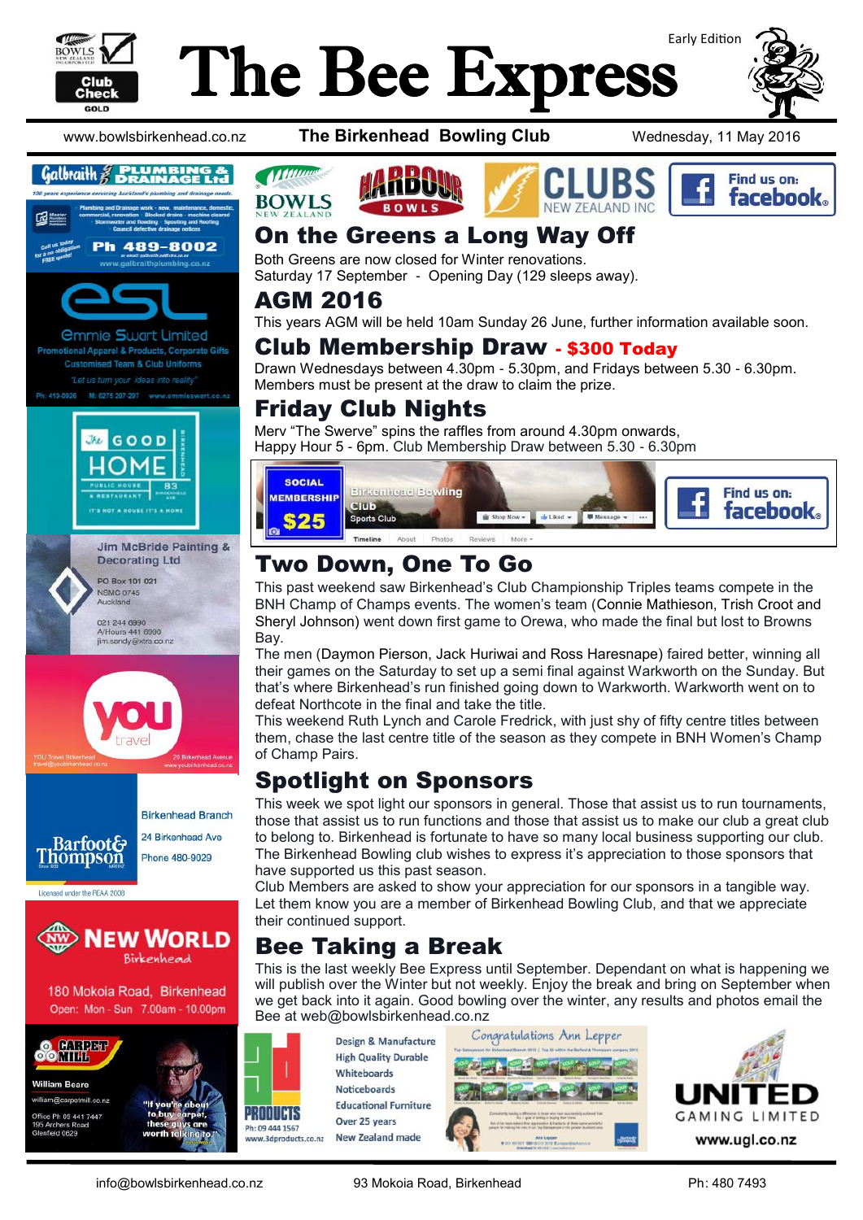# The Bee Express

Early Edition

www.bowlsbirkenhead.co.nz | **The Birkenhead Bowling Club** | Wednesday, 11 May 2016

## On the Greens a Long Way Off

Both Greens are now closed for Winter renovations.
Saturday 17 September - Opening Day (129 sleeps away).

## AGM 2016

This years AGM will be held 10am Sunday 26 June, further information available soon.

## Club Membership Draw - $300 Today

Drawn Wednesdays between 4.30pm - 5.30pm, and Fridays between 5.30 - 6.30pm.
Members must be present at the draw to claim the prize.

## Friday Club Nights

Merv "The Swerve" spins the raffles from around 4.30pm onwards,
Happy Hour 5 - 6pm. Club Membership Draw between 5.30 - 6.30pm

SOCIAL MEMBERSHIP $25

Find us on: facebook

## Two Down, One To Go

This past weekend saw Birkenhead's Club Championship Triples teams compete in the BNH Champ of Champs events. The women's team (Connie Mathieson, Trish Croot and Sheryl Johnson) went down first game to Orewa, who made the final but lost to Browns Bay.

The men (Daymon Pierson, Jack Huriwai and Ross Haresnape) faired better, winning all their games on the Saturday to set up a semi final against Warkworth on the Sunday. But that's where Birkenhead's run finished going down to Warkworth. Warkworth went on to defeat Northcote in the final and take the title.

This weekend Ruth Lynch and Carole Fredrick, with just shy of fifty centre titles between them, chase the last centre title of the season as they compete in BNH Women's Champ of Champ Pairs.

## Spotlight on Sponsors

This week we spot light our sponsors in general. Those that assist us to run tournaments, those that assist us to run functions and those that assist us to make our club a great club to belong to. Birkenhead is fortunate to have so many local business supporting our club. The Birkenhead Bowling club wishes to express it's appreciation to those sponsors that have supported us this past season.

Club Members are asked to show your appreciation for our sponsors in a tangible way. Let them know you are a member of Birkenhead Bowling Club, and that we appreciate their continued support.

## Bee Taking a Break

This is the last weekly Bee Express until September. Dependant on what is happening we will publish over the Winter but not weekly. Enjoy the break and bring on September when we get back into it again. Good bowling over the winter, any results and photos email the Bee at web@bowlsbirkenhead.co.nz

Galbraith Plumbing & Drainage Ltd — Ph 489-8002 — www.galbraithplumbing.co.nz

Emmie Swart Limited — Promotional Apparel & Products, Corporate Gifts, Customised Team & Club Uniforms — Ph: 419-0926 M: 0275 297-297 www.emmieswart.co.nz

The Good Home Birkenhead — Public House & Restaurant

Jim McBride Painting & Decorating Ltd — PO Box 101 021, NSMC 0745, Auckland — 021 244 6990, A/Hours 441 6990, jim.sandy@xtra.co.nz

You Travel Birkenhead — 20 Birkenhead Avenue — www.youbirkenhead.co.nz

Barfoot & Thompson — Birkenhead Branch, 24 Birkenhead Ave, Phone 480-9029

New World Birkenhead — 180 Mokoia Road, Birkenhead — Open: Mon - Sun 7.00am - 10.00pm

Carpet Mill — William Beare — Office Ph: 09 441 7447, 195 Archers Road, Glenfield 0629 — "If you're about to buy carpet, these guys are worth talking to."

3D Products — Design & Manufacture, High Quality Durable Whiteboards, Noticeboards, Educational Furniture, Over 25 years New Zealand made — Ph: 09 444 1567 www.3dproducts.co.nz

Congratulations Ann Lepper

United Gaming Limited — www.ugl.co.nz

info@bowlsbirkenhead.co.nz | 93 Mokoia Road, Birkenhead | Ph: 480 7493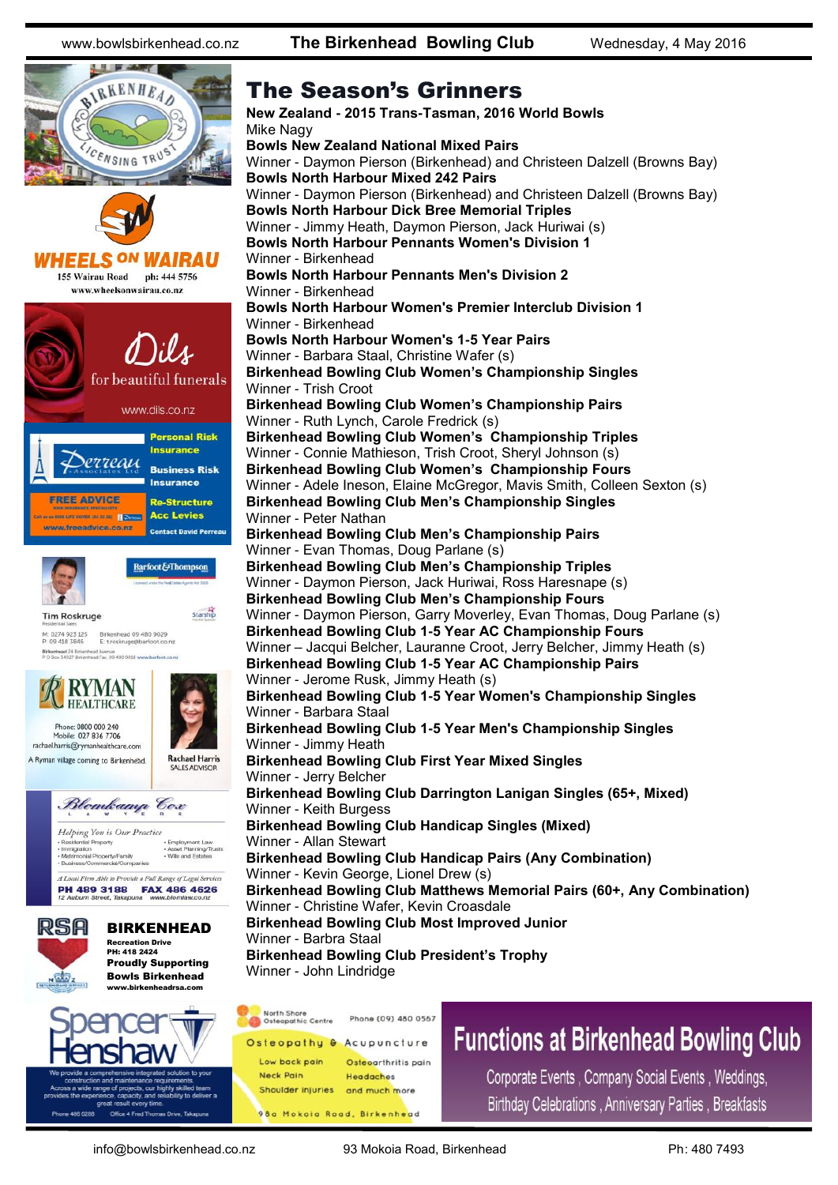# The Season's Grinners

**New Zealand - 2015 Trans-Tasman, 2016 World Bowls**
Mike Nagy

**Bowls New Zealand National Mixed Pairs**
Winner - Daymon Pierson (Birkenhead) and Christeen Dalzell (Browns Bay)

**Bowls North Harbour Mixed 242 Pairs**
Winner - Daymon Pierson (Birkenhead) and Christeen Dalzell (Browns Bay)

**Bowls North Harbour Dick Bree Memorial Triples**
Winner - Jimmy Heath, Daymon Pierson, Jack Huriwai (s)

**Bowls North Harbour Pennants Women's Division 1**
Winner - Birkenhead

**Bowls North Harbour Pennants Men's Division 2**
Winner - Birkenhead

**Bowls North Harbour Women's Premier Interclub Division 1**
Winner - Birkenhead

**Bowls North Harbour Women's 1-5 Year Pairs**
Winner - Barbara Staal, Christine Wafer (s)

**Birkenhead Bowling Club Women's Championship Singles**
Winner - Trish Croot

**Birkenhead Bowling Club Women's Championship Pairs**
Winner - Ruth Lynch, Carole Fredrick (s)

**Birkenhead Bowling Club Women's Championship Triples**
Winner - Connie Mathieson, Trish Croot, Sheryl Johnson (s)

**Birkenhead Bowling Club Women's Championship Fours**
Winner - Adele Ineson, Elaine McGregor, Mavis Smith, Colleen Sexton (s)

**Birkenhead Bowling Club Men's Championship Singles**
Winner - Peter Nathan

**Birkenhead Bowling Club Men's Championship Pairs**
Winner - Evan Thomas, Doug Parlane (s)

**Birkenhead Bowling Club Men's Championship Triples**
Winner - Daymon Pierson, Jack Huriwai, Ross Haresnape (s)

**Birkenhead Bowling Club Men's Championship Fours**
Winner - Daymon Pierson, Garry Moverley, Evan Thomas, Doug Parlane (s)

**Birkenhead Bowling Club 1-5 Year AC Championship Fours**
Winner – Jacqui Belcher, Lauranne Croot, Jerry Belcher, Jimmy Heath (s)

**Birkenhead Bowling Club 1-5 Year AC Championship Pairs**
Winner - Jerome Rusk, Jimmy Heath (s)

**Birkenhead Bowling Club 1-5 Year Women's Championship Singles**
Winner - Barbara Staal

**Birkenhead Bowling Club 1-5 Year Men's Championship Singles**
Winner - Jimmy Heath

**Birkenhead Bowling Club First Year Mixed Singles**
Winner - Jerry Belcher

**Birkenhead Bowling Club Darrington Lanigan Singles (65+, Mixed)**
Winner - Keith Burgess

**Birkenhead Bowling Club Handicap Singles (Mixed)**
Winner - Allan Stewart

**Birkenhead Bowling Club Handicap Pairs (Any Combination)**
Winner - Kevin George, Lionel Drew (s)

**Birkenhead Bowling Club Matthews Memorial Pairs (60+, Any Combination)**
Winner - Christine Wafer, Kevin Croasdale

**Birkenhead Bowling Club Most Improved Junior**
Winner - Barbra Staal

**Birkenhead Bowling Club President's Trophy**
Winner - John Lindridge

---

Birkenhead Licensing Trust

WHEELS ON WAIRAU
155 Wairau Road ph: 444 5756
www.wheelsonwairau.co.nz

Dils for beautiful funerals
www.dils.co.nz

Perreau Associates Ltd
Personal Risk Insurance
Business Risk Insurance
Re-Structure
Acc Levies
FREE ADVICE
www.freeadvice.co.nz
Contact David Perreau

Barfoot&Thompson
Tim Roskruge
Residential Sales
M: 0274 923 125 P: 09 418 3846
Birkenhead 09 480 9029 E: troskruge@barfoot.co.nz
www.barfoot.co.nz

RYMAN HEALTHCARE
Phone: 0800 000 240
Mobile: 027 836 7706
rachael.harris@rymanhealthcare.com
A Ryman village coming to Birkenhead.
Rachael Harris
SALES ADVISOR

Blomkamp Cox Lawyers
Helping You is Our Practice
- Residential Property
- Immigration
- Matrimonial Property/Family
- Business/Commercial/Companies
- Employment Law
- Asset Planning/Trusts
- Wills and Estates

A Local Firm Able to Provide a Full Range of Legal Services
PH 489 3188 FAX 486 4626
12 Auburn Street, Takapuna www.blomlaw.co.nz

RSA BIRKENHEAD
Recreation Drive
PH: 418 2424
Proudly Supporting Bowls Birkenhead
www.birkenheadrsa.com

Spencer Henshaw
We provide a comprehensive integrated solution to your construction and maintenance requirements. Across a wide range of projects, our highly skilled team provides the experience, capacity, and reliability to deliver a great result every time.
Phone 486 0288 Office 4 Fred Thomas Drive, Takapuna

North Shore Osteopathic Centre
Phone (09) 480 0567
Osteopathy & Acupuncture
Low back pain
Neck Pain
Shoulder injuries
Osteoarthritis pain
Headaches
and much more
98a Mokoia Road, Birkenhead

## Functions at Birkenhead Bowling Club

Corporate Events, Company Social Events, Weddings, Birthday Celebrations, Anniversary Parties, Breakfasts